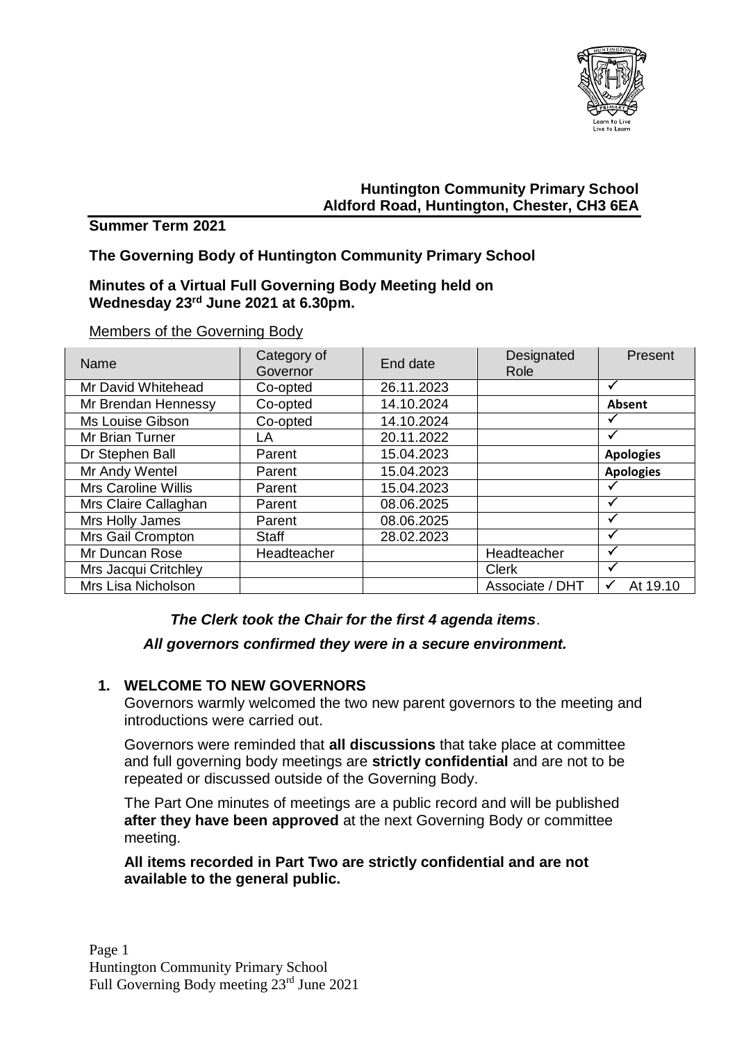**Huntington Community Primary School**
**Aldford Road, Huntington, Chester, CH3 6EA**

**Summer Term 2021**

**The Governing Body of Huntington Community Primary School**

**Minutes of a Virtual Full Governing Body Meeting held on Wednesday 23rd June 2021 at 6.30pm.**

Members of the Governing Body

| Name | Category of Governor | End date | Designated Role | Present |
|---|---|---|---|---|
| Mr David Whitehead | Co-opted | 26.11.2023 | | ✓ |
| Mr Brendan Hennessy | Co-opted | 14.10.2024 | | **Absent** |
| Ms Louise Gibson | Co-opted | 14.10.2024 | | ✓ |
| Mr Brian Turner | LA | 20.11.2022 | | ✓ |
| Dr Stephen Ball | Parent | 15.04.2023 | | **Apologies** |
| Mr Andy Wentel | Parent | 15.04.2023 | | **Apologies** |
| Mrs Caroline Willis | Parent | 15.04.2023 | | ✓ |
| Mrs Claire Callaghan | Parent | 08.06.2025 | | ✓ |
| Mrs Holly James | Parent | 08.06.2025 | | ✓ |
| Mrs Gail Crompton | Staff | 28.02.2023 | | ✓ |
| Mr Duncan Rose | Headteacher | | Headteacher | ✓ |
| Mrs Jacqui Critchley | | | Clerk | ✓ |
| Mrs Lisa Nicholson | | | Associate / DHT | ✓ At 19.10 |

***The Clerk took the Chair for the first 4 agenda items***.

***All governors confirmed they were in a secure environment.***

1. **WELCOME TO NEW GOVERNORS**

   Governors warmly welcomed the two new parent governors to the meeting and introductions were carried out.

   Governors were reminded that **all discussions** that take place at committee and full governing body meetings are **strictly confidential** and are not to be repeated or discussed outside of the Governing Body.

   The Part One minutes of meetings are a public record and will be published **after they have been approved** at the next Governing Body or committee meeting.

   **All items recorded in Part Two are strictly confidential and are not available to the general public.**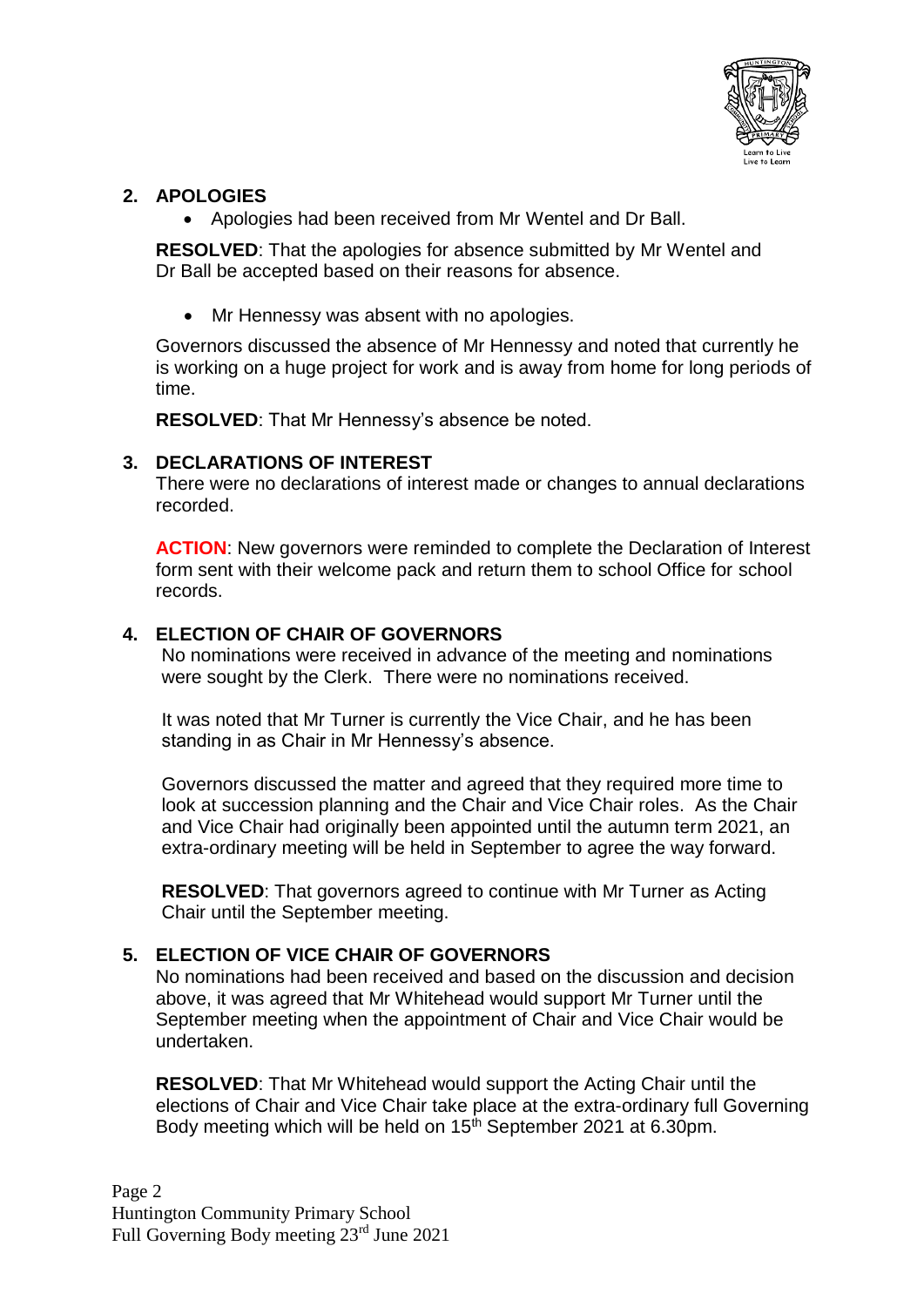## 2. APOLOGIES

- Apologies had been received from Mr Wentel and Dr Ball.

**RESOLVED**: That the apologies for absence submitted by Mr Wentel and Dr Ball be accepted based on their reasons for absence.

- Mr Hennessy was absent with no apologies.

Governors discussed the absence of Mr Hennessy and noted that currently he is working on a huge project for work and is away from home for long periods of time.

**RESOLVED**: That Mr Hennessy's absence be noted.

## 3. DECLARATIONS OF INTEREST

There were no declarations of interest made or changes to annual declarations recorded.

**ACTION**: New governors were reminded to complete the Declaration of Interest form sent with their welcome pack and return them to school Office for school records.

## 4. ELECTION OF CHAIR OF GOVERNORS

No nominations were received in advance of the meeting and nominations were sought by the Clerk. There were no nominations received.

It was noted that Mr Turner is currently the Vice Chair, and he has been standing in as Chair in Mr Hennessy's absence.

Governors discussed the matter and agreed that they required more time to look at succession planning and the Chair and Vice Chair roles. As the Chair and Vice Chair had originally been appointed until the autumn term 2021, an extra-ordinary meeting will be held in September to agree the way forward.

**RESOLVED**: That governors agreed to continue with Mr Turner as Acting Chair until the September meeting.

## 5. ELECTION OF VICE CHAIR OF GOVERNORS

No nominations had been received and based on the discussion and decision above, it was agreed that Mr Whitehead would support Mr Turner until the September meeting when the appointment of Chair and Vice Chair would be undertaken.

**RESOLVED**: That Mr Whitehead would support the Acting Chair until the elections of Chair and Vice Chair take place at the extra-ordinary full Governing Body meeting which will be held on 15th September 2021 at 6.30pm.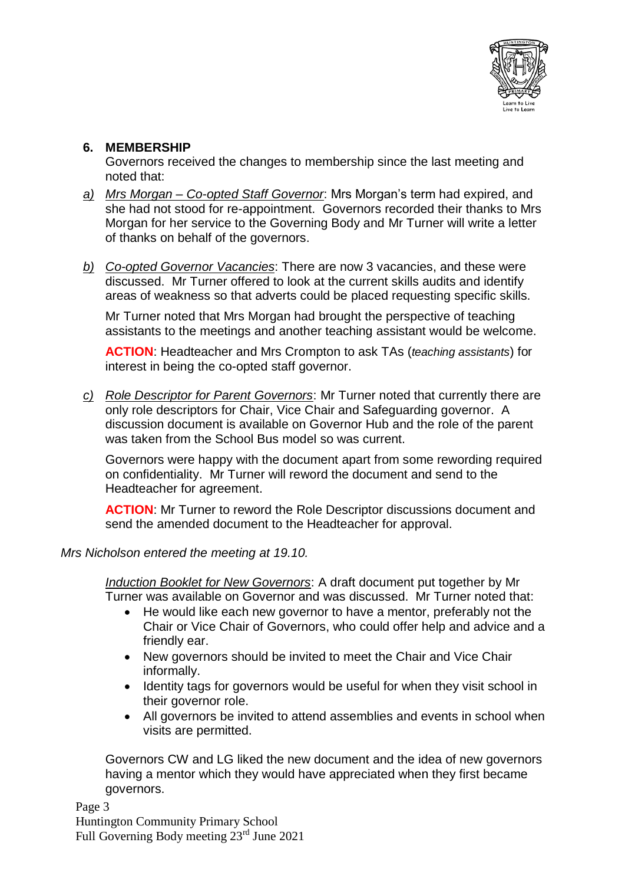## 6. MEMBERSHIP

Governors received the changes to membership since the last meeting and noted that:

a) *Mrs Morgan – Co-opted Staff Governor*: Mrs Morgan's term had expired, and she had not stood for re-appointment. Governors recorded their thanks to Mrs Morgan for her service to the Governing Body and Mr Turner will write a letter of thanks on behalf of the governors.

b) *Co-opted Governor Vacancies*: There are now 3 vacancies, and these were discussed. Mr Turner offered to look at the current skills audits and identify areas of weakness so that adverts could be placed requesting specific skills.

   Mr Turner noted that Mrs Morgan had brought the perspective of teaching assistants to the meetings and another teaching assistant would be welcome.

   **ACTION**: Headteacher and Mrs Crompton to ask TAs (*teaching assistants*) for interest in being the co-opted staff governor.

c) *Role Descriptor for Parent Governors*: Mr Turner noted that currently there are only role descriptors for Chair, Vice Chair and Safeguarding governor. A discussion document is available on Governor Hub and the role of the parent was taken from the School Bus model so was current.

   Governors were happy with the document apart from some rewording required on confidentiality. Mr Turner will reword the document and send to the Headteacher for agreement.

   **ACTION**: Mr Turner to reword the Role Descriptor discussions document and send the amended document to the Headteacher for approval.

*Mrs Nicholson entered the meeting at 19.10.*

*Induction Booklet for New Governors*: A draft document put together by Mr Turner was available on Governor and was discussed. Mr Turner noted that:

- He would like each new governor to have a mentor, preferably not the Chair or Vice Chair of Governors, who could offer help and advice and a friendly ear.
- New governors should be invited to meet the Chair and Vice Chair informally.
- Identity tags for governors would be useful for when they visit school in their governor role.
- All governors be invited to attend assemblies and events in school when visits are permitted.

Governors CW and LG liked the new document and the idea of new governors having a mentor which they would have appreciated when they first became governors.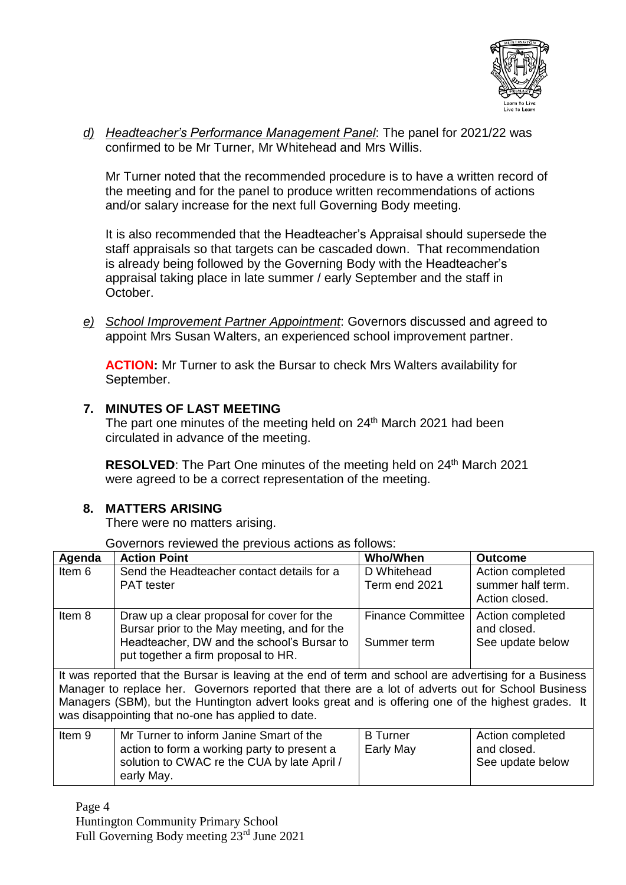*d) <u>Headteacher's Performance Management Panel</u>*: The panel for 2021/22 was confirmed to be Mr Turner, Mr Whitehead and Mrs Willis.

Mr Turner noted that the recommended procedure is to have a written record of the meeting and for the panel to produce written recommendations of actions and/or salary increase for the next full Governing Body meeting.

It is also recommended that the Headteacher's Appraisal should supersede the staff appraisals so that targets can be cascaded down. That recommendation is already being followed by the Governing Body with the Headteacher's appraisal taking place in late summer / early September and the staff in October.

*e) <u>School Improvement Partner Appointment</u>*: Governors discussed and agreed to appoint Mrs Susan Walters, an experienced school improvement partner.

**ACTION:** Mr Turner to ask the Bursar to check Mrs Walters availability for September.

## 7. MINUTES OF LAST MEETING

The part one minutes of the meeting held on 24th March 2021 had been circulated in advance of the meeting.

**RESOLVED**: The Part One minutes of the meeting held on 24th March 2021 were agreed to be a correct representation of the meeting.

## 8. MATTERS ARISING

There were no matters arising.

Governors reviewed the previous actions as follows:

| Agenda | Action Point | Who/When | Outcome |
|---|---|---|---|
| Item 6 | Send the Headteacher contact details for a PAT tester | D Whitehead<br>Term end 2021 | Action completed summer half term. Action closed. |
| Item 8 | Draw up a clear proposal for cover for the Bursar prior to the May meeting, and for the Headteacher, DW and the school's Bursar to put together a firm proposal to HR. | Finance Committee<br>Summer term | Action completed and closed.<br>See update below |
| It was reported that the Bursar is leaving at the end of term and school are advertising for a Business Manager to replace her. Governors reported that there are a lot of adverts out for School Business Managers (SBM), but the Huntington advert looks great and is offering one of the highest grades. It was disappointing that no-one has applied to date. | | | |
| Item 9 | Mr Turner to inform Janine Smart of the action to form a working party to present a solution to CWAC re the CUA by late April / early May. | B Turner<br>Early May | Action completed and closed.<br>See update below |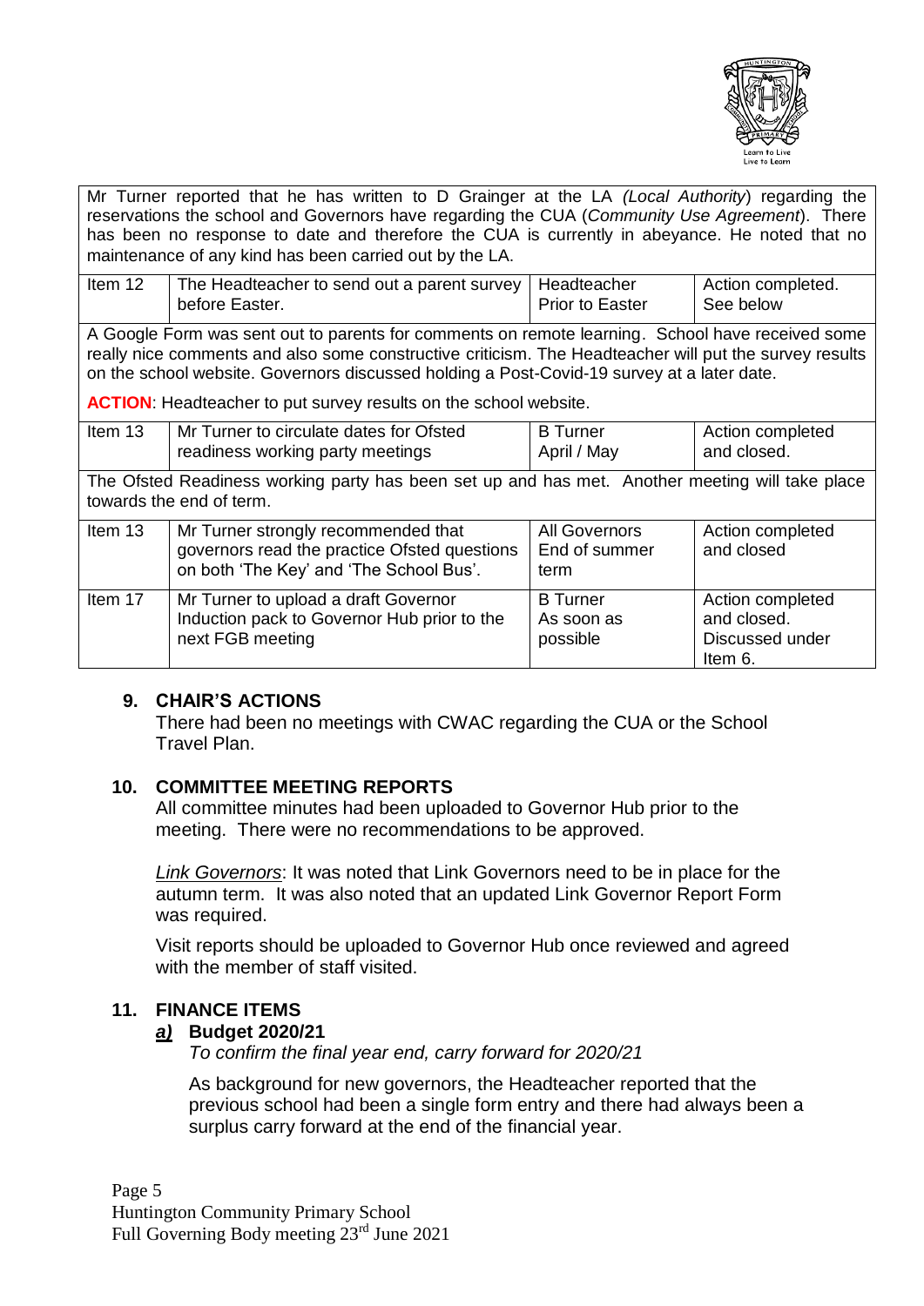| | | | |
|---|---|---|---|
| Mr Turner reported that he has written to D Grainger at the LA *(Local Authority*) regarding the reservations the school and Governors have regarding the CUA (*Community Use Agreement*). There has been no response to date and therefore the CUA is currently in abeyance. He noted that no maintenance of any kind has been carried out by the LA. | | | |
| Item 12 | The Headteacher to send out a parent survey before Easter. | Headteacher Prior to Easter | Action completed. See below |
| A Google Form was sent out to parents for comments on remote learning. School have received some really nice comments and also some constructive criticism. The Headteacher will put the survey results on the school website. Governors discussed holding a Post-Covid-19 survey at a later date. **ACTION**: Headteacher to put survey results on the school website. | | | |
| Item 13 | Mr Turner to circulate dates for Ofsted readiness working party meetings | B Turner April / May | Action completed and closed. |
| The Ofsted Readiness working party has been set up and has met. Another meeting will take place towards the end of term. | | | |
| Item 13 | Mr Turner strongly recommended that governors read the practice Ofsted questions on both 'The Key' and 'The School Bus'. | All Governors End of summer term | Action completed and closed |
| Item 17 | Mr Turner to upload a draft Governor Induction pack to Governor Hub prior to the next FGB meeting | B Turner As soon as possible | Action completed and closed. Discussed under Item 6. |

## 9. CHAIR'S ACTIONS

There had been no meetings with CWAC regarding the CUA or the School Travel Plan.

## 10. COMMITTEE MEETING REPORTS

All committee minutes had been uploaded to Governor Hub prior to the meeting. There were no recommendations to be approved.

*Link Governors*: It was noted that Link Governors need to be in place for the autumn term. It was also noted that an updated Link Governor Report Form was required.

Visit reports should be uploaded to Governor Hub once reviewed and agreed with the member of staff visited.

## 11. FINANCE ITEMS

### *a)* Budget 2020/21

*To confirm the final year end, carry forward for 2020/21*

As background for new governors, the Headteacher reported that the previous school had been a single form entry and there had always been a surplus carry forward at the end of the financial year.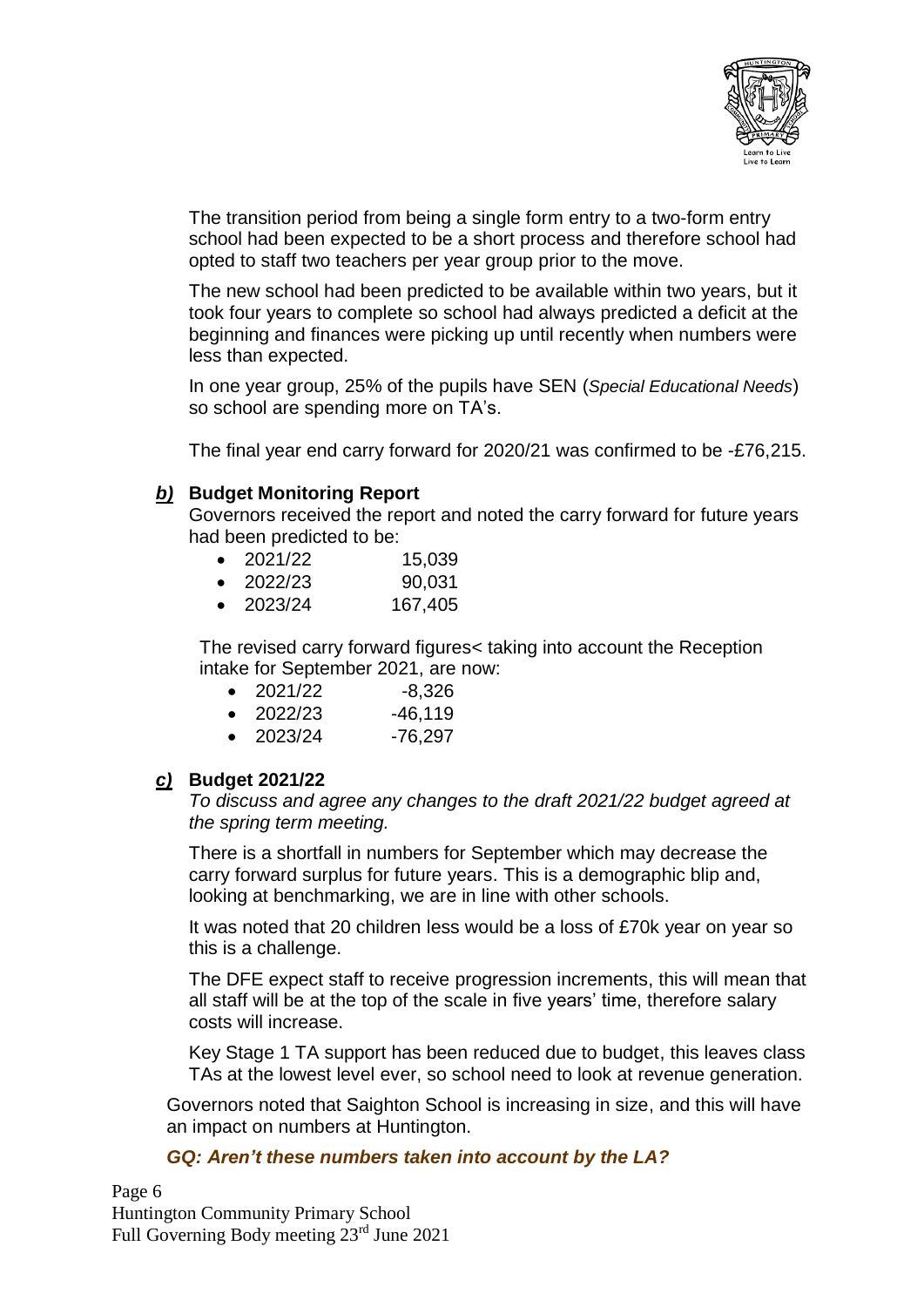The transition period from being a single form entry to a two-form entry school had been expected to be a short process and therefore school had opted to staff two teachers per year group prior to the move.

The new school had been predicted to be available within two years, but it took four years to complete so school had always predicted a deficit at the beginning and finances were picking up until recently when numbers were less than expected.

In one year group, 25% of the pupils have SEN (*Special Educational Needs*) so school are spending more on TA's.

The final year end carry forward for 2020/21 was confirmed to be -£76,215.

***b)*** **Budget Monitoring Report**

Governors received the report and noted the carry forward for future years had been predicted to be:

- 2021/22 15,039
- 2022/23 90,031
- 2023/24 167,405

The revised carry forward figures< taking into account the Reception intake for September 2021, are now:

- 2021/22 -8,326
- 2022/23 -46,119
- 2023/24 -76,297

***c)*** **Budget 2021/22**

*To discuss and agree any changes to the draft 2021/22 budget agreed at the spring term meeting.*

There is a shortfall in numbers for September which may decrease the carry forward surplus for future years. This is a demographic blip and, looking at benchmarking, we are in line with other schools.

It was noted that 20 children less would be a loss of £70k year on year so this is a challenge.

The DFE expect staff to receive progression increments, this will mean that all staff will be at the top of the scale in five years' time, therefore salary costs will increase.

Key Stage 1 TA support has been reduced due to budget, this leaves class TAs at the lowest level ever, so school need to look at revenue generation.

Governors noted that Saighton School is increasing in size, and this will have an impact on numbers at Huntington.

***GQ: Aren't these numbers taken into account by the LA?***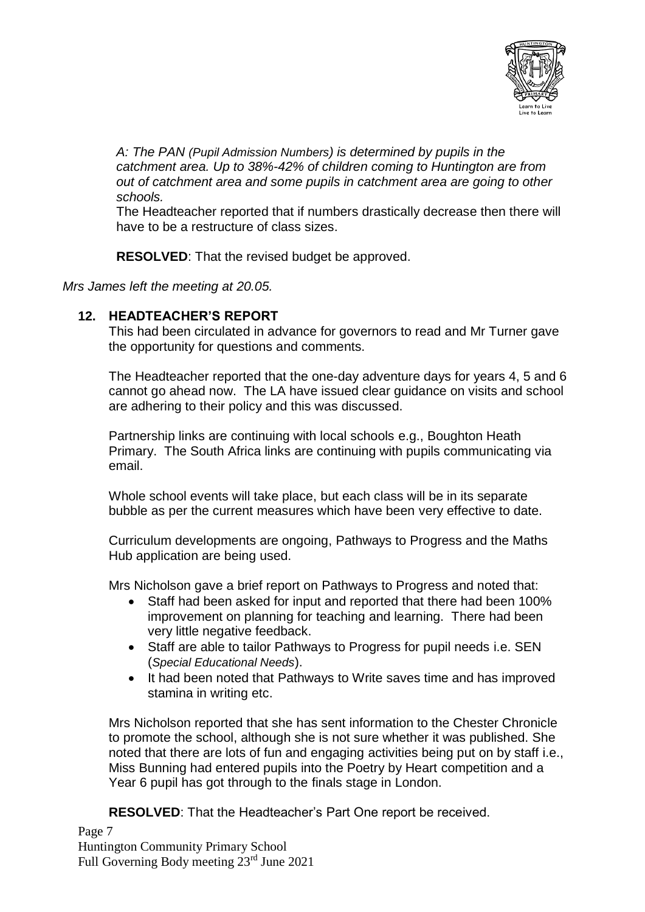*A: The PAN (Pupil Admission Numbers) is determined by pupils in the catchment area. Up to 38%-42% of children coming to Huntington are from out of catchment area and some pupils in catchment area are going to other schools.*

The Headteacher reported that if numbers drastically decrease then there will have to be a restructure of class sizes.

**RESOLVED**: That the revised budget be approved.

*Mrs James left the meeting at 20.05.*

## 12. HEADTEACHER'S REPORT

This had been circulated in advance for governors to read and Mr Turner gave the opportunity for questions and comments.

The Headteacher reported that the one-day adventure days for years 4, 5 and 6 cannot go ahead now. The LA have issued clear guidance on visits and school are adhering to their policy and this was discussed.

Partnership links are continuing with local schools e.g., Boughton Heath Primary. The South Africa links are continuing with pupils communicating via email.

Whole school events will take place, but each class will be in its separate bubble as per the current measures which have been very effective to date.

Curriculum developments are ongoing, Pathways to Progress and the Maths Hub application are being used.

Mrs Nicholson gave a brief report on Pathways to Progress and noted that:

- Staff had been asked for input and reported that there had been 100% improvement on planning for teaching and learning. There had been very little negative feedback.
- Staff are able to tailor Pathways to Progress for pupil needs i.e. SEN (*Special Educational Needs*).
- It had been noted that Pathways to Write saves time and has improved stamina in writing etc.

Mrs Nicholson reported that she has sent information to the Chester Chronicle to promote the school, although she is not sure whether it was published. She noted that there are lots of fun and engaging activities being put on by staff i.e., Miss Bunning had entered pupils into the Poetry by Heart competition and a Year 6 pupil has got through to the finals stage in London.

**RESOLVED**: That the Headteacher's Part One report be received.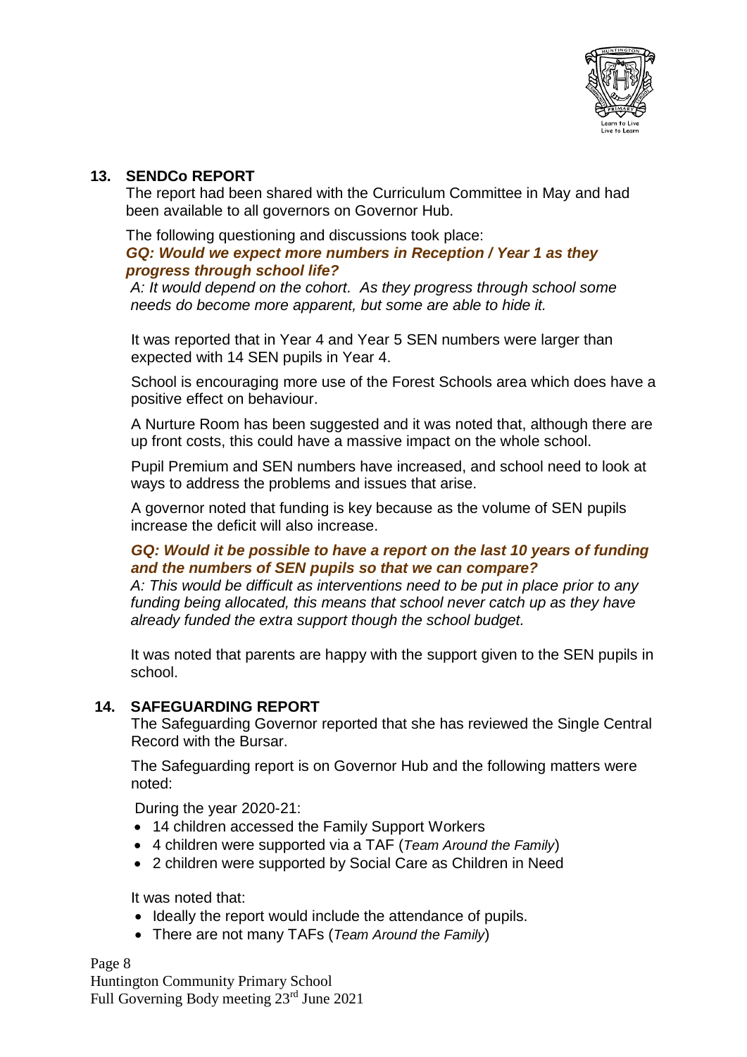## 13. SENDCo REPORT

The report had been shared with the Curriculum Committee in May and had been available to all governors on Governor Hub.

The following questioning and discussions took place:

***GQ: Would we expect more numbers in Reception / Year 1 as they progress through school life?***

*A: It would depend on the cohort. As they progress through school some needs do become more apparent, but some are able to hide it.*

It was reported that in Year 4 and Year 5 SEN numbers were larger than expected with 14 SEN pupils in Year 4.

School is encouraging more use of the Forest Schools area which does have a positive effect on behaviour.

A Nurture Room has been suggested and it was noted that, although there are up front costs, this could have a massive impact on the whole school.

Pupil Premium and SEN numbers have increased, and school need to look at ways to address the problems and issues that arise.

A governor noted that funding is key because as the volume of SEN pupils increase the deficit will also increase.

***GQ: Would it be possible to have a report on the last 10 years of funding and the numbers of SEN pupils so that we can compare?***

*A: This would be difficult as interventions need to be put in place prior to any funding being allocated, this means that school never catch up as they have already funded the extra support though the school budget.*

It was noted that parents are happy with the support given to the SEN pupils in school.

## 14. SAFEGUARDING REPORT

The Safeguarding Governor reported that she has reviewed the Single Central Record with the Bursar.

The Safeguarding report is on Governor Hub and the following matters were noted:

During the year 2020-21:

- 14 children accessed the Family Support Workers
- 4 children were supported via a TAF (*Team Around the Family*)
- 2 children were supported by Social Care as Children in Need

It was noted that:

- Ideally the report would include the attendance of pupils.
- There are not many TAFs (*Team Around the Family*)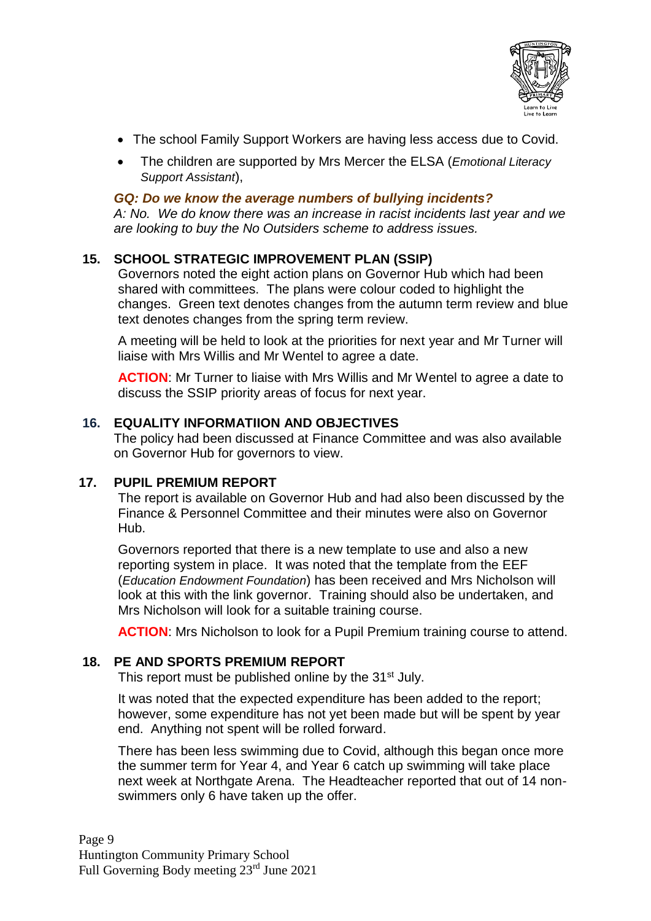- The school Family Support Workers are having less access due to Covid.
- The children are supported by Mrs Mercer the ELSA (*Emotional Literacy Support Assistant*),

***GQ: Do we know the average numbers of bullying incidents?***
*A: No. We do know there was an increase in racist incidents last year and we are looking to buy the No Outsiders scheme to address issues.*

## 15. SCHOOL STRATEGIC IMPROVEMENT PLAN (SSIP)

Governors noted the eight action plans on Governor Hub which had been shared with committees. The plans were colour coded to highlight the changes. Green text denotes changes from the autumn term review and blue text denotes changes from the spring term review.

A meeting will be held to look at the priorities for next year and Mr Turner will liaise with Mrs Willis and Mr Wentel to agree a date.

**ACTION**: Mr Turner to liaise with Mrs Willis and Mr Wentel to agree a date to discuss the SSIP priority areas of focus for next year.

## 16. EQUALITY INFORMATIION AND OBJECTIVES

The policy had been discussed at Finance Committee and was also available on Governor Hub for governors to view.

## 17. PUPIL PREMIUM REPORT

The report is available on Governor Hub and had also been discussed by the Finance & Personnel Committee and their minutes were also on Governor Hub.

Governors reported that there is a new template to use and also a new reporting system in place. It was noted that the template from the EEF (*Education Endowment Foundation*) has been received and Mrs Nicholson will look at this with the link governor. Training should also be undertaken, and Mrs Nicholson will look for a suitable training course.

**ACTION**: Mrs Nicholson to look for a Pupil Premium training course to attend.

## 18. PE AND SPORTS PREMIUM REPORT

This report must be published online by the 31st July.

It was noted that the expected expenditure has been added to the report; however, some expenditure has not yet been made but will be spent by year end. Anything not spent will be rolled forward.

There has been less swimming due to Covid, although this began once more the summer term for Year 4, and Year 6 catch up swimming will take place next week at Northgate Arena. The Headteacher reported that out of 14 non-swimmers only 6 have taken up the offer.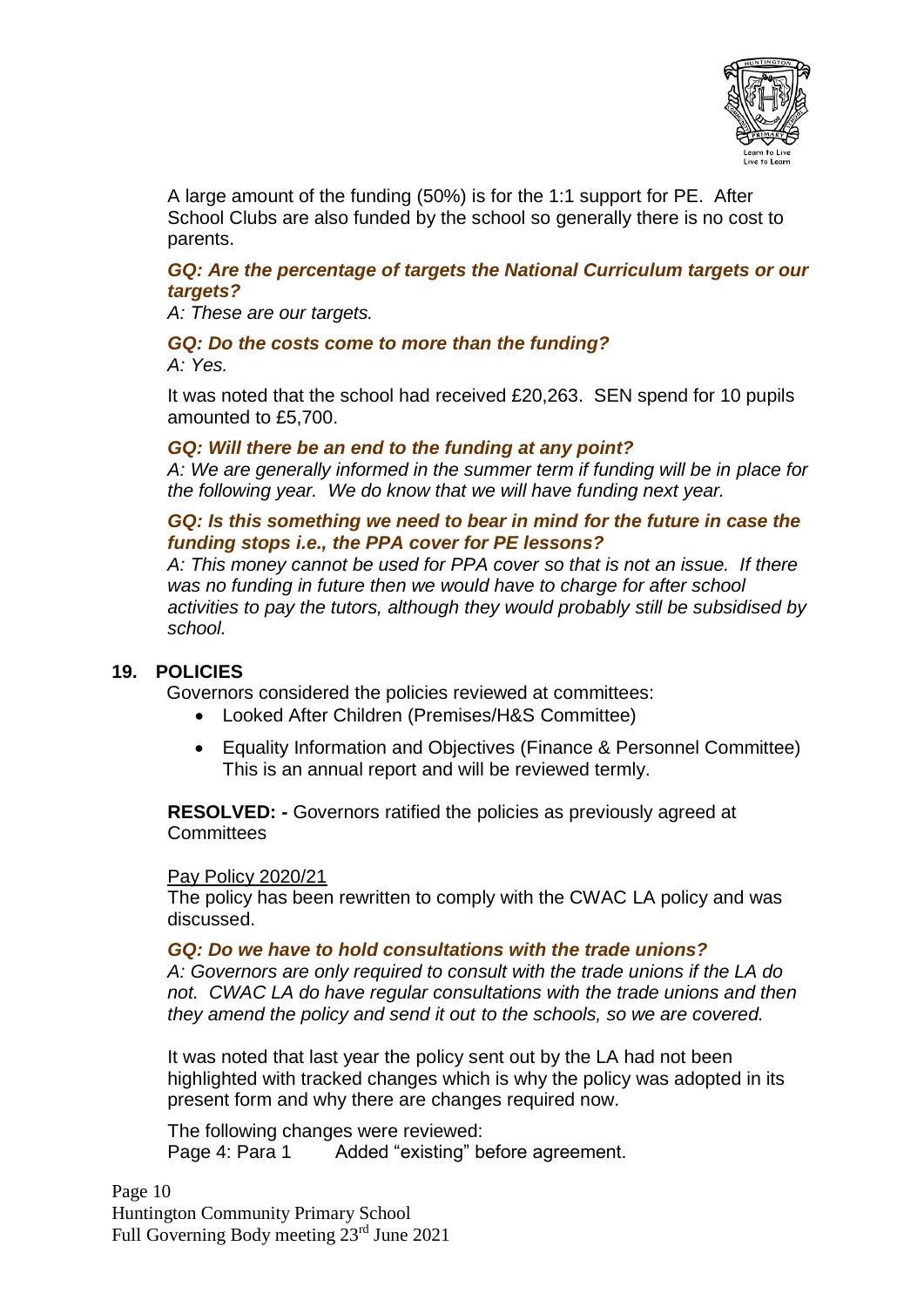A large amount of the funding (50%) is for the 1:1 support for PE. After School Clubs are also funded by the school so generally there is no cost to parents.

***GQ: Are the percentage of targets the National Curriculum targets or our targets?***
*A: These are our targets.*

***GQ: Do the costs come to more than the funding?***
*A: Yes.*

It was noted that the school had received £20,263. SEN spend for 10 pupils amounted to £5,700.

***GQ: Will there be an end to the funding at any point?***
*A: We are generally informed in the summer term if funding will be in place for the following year. We do know that we will have funding next year.*

***GQ: Is this something we need to bear in mind for the future in case the funding stops i.e., the PPA cover for PE lessons?***
*A: This money cannot be used for PPA cover so that is not an issue. If there was no funding in future then we would have to charge for after school activities to pay the tutors, although they would probably still be subsidised by school.*

## 19. POLICIES

Governors considered the policies reviewed at committees:

- Looked After Children (Premises/H&S Committee)
- Equality Information and Objectives (Finance & Personnel Committee) This is an annual report and will be reviewed termly.

**RESOLVED: -** Governors ratified the policies as previously agreed at Committees

Pay Policy 2020/21
The policy has been rewritten to comply with the CWAC LA policy and was discussed.

***GQ: Do we have to hold consultations with the trade unions?***
*A: Governors are only required to consult with the trade unions if the LA do not. CWAC LA do have regular consultations with the trade unions and then they amend the policy and send it out to the schools, so we are covered.*

It was noted that last year the policy sent out by the LA had not been highlighted with tracked changes which is why the policy was adopted in its present form and why there are changes required now.

The following changes were reviewed:
Page 4: Para 1 Added "existing" before agreement.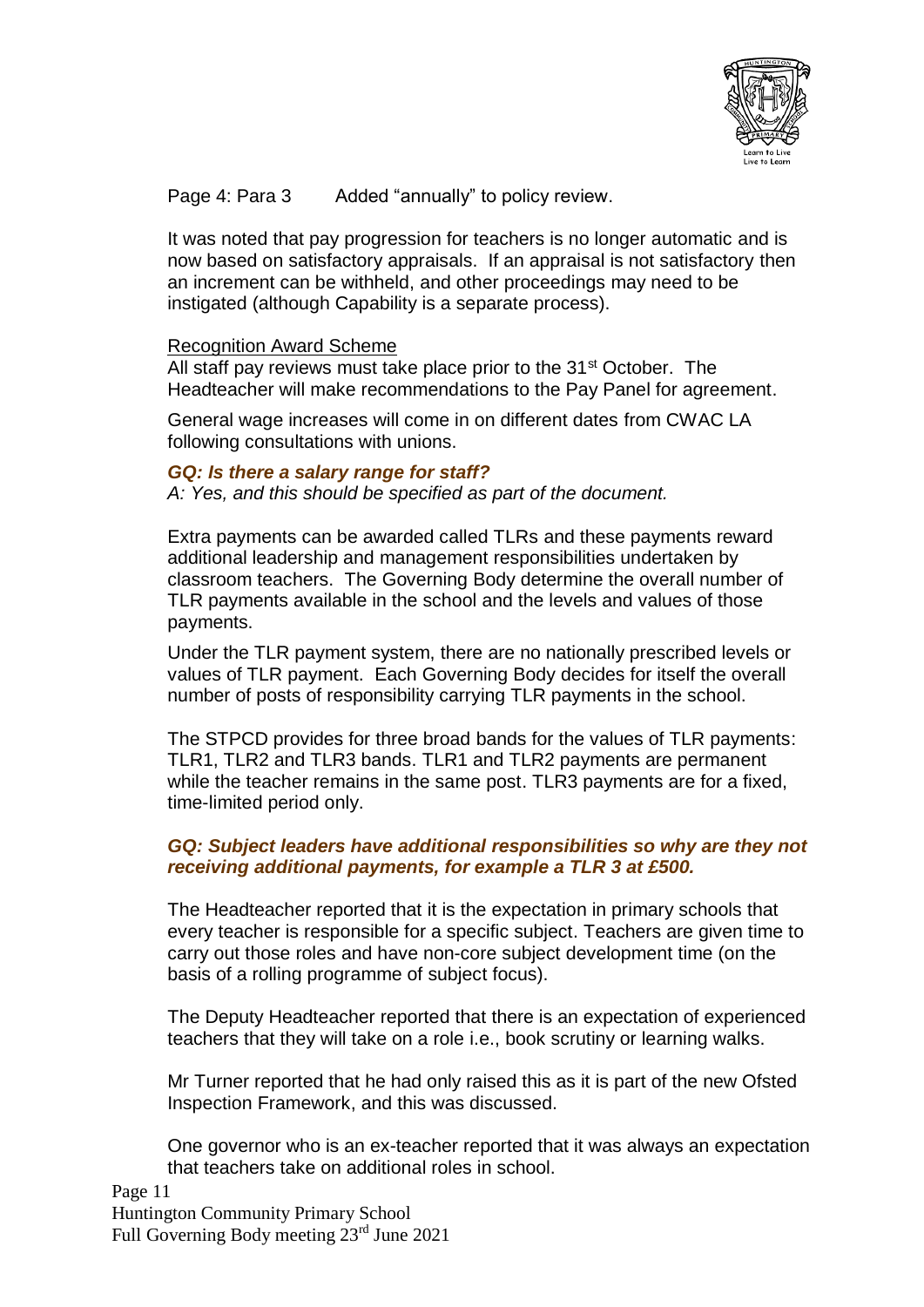Page 4: Para 3 Added "annually" to policy review.

It was noted that pay progression for teachers is no longer automatic and is now based on satisfactory appraisals. If an appraisal is not satisfactory then an increment can be withheld, and other proceedings may need to be instigated (although Capability is a separate process).

Recognition Award Scheme

All staff pay reviews must take place prior to the 31st October. The Headteacher will make recommendations to the Pay Panel for agreement.

General wage increases will come in on different dates from CWAC LA following consultations with unions.

***GQ: Is there a salary range for staff?***

*A: Yes, and this should be specified as part of the document.*

Extra payments can be awarded called TLRs and these payments reward additional leadership and management responsibilities undertaken by classroom teachers. The Governing Body determine the overall number of TLR payments available in the school and the levels and values of those payments.

Under the TLR payment system, there are no nationally prescribed levels or values of TLR payment. Each Governing Body decides for itself the overall number of posts of responsibility carrying TLR payments in the school.

The STPCD provides for three broad bands for the values of TLR payments: TLR1, TLR2 and TLR3 bands. TLR1 and TLR2 payments are permanent while the teacher remains in the same post. TLR3 payments are for a fixed, time-limited period only.

***GQ: Subject leaders have additional responsibilities so why are they not receiving additional payments, for example a TLR 3 at £500.***

The Headteacher reported that it is the expectation in primary schools that every teacher is responsible for a specific subject. Teachers are given time to carry out those roles and have non-core subject development time (on the basis of a rolling programme of subject focus).

The Deputy Headteacher reported that there is an expectation of experienced teachers that they will take on a role i.e., book scrutiny or learning walks.

Mr Turner reported that he had only raised this as it is part of the new Ofsted Inspection Framework, and this was discussed.

One governor who is an ex-teacher reported that it was always an expectation that teachers take on additional roles in school.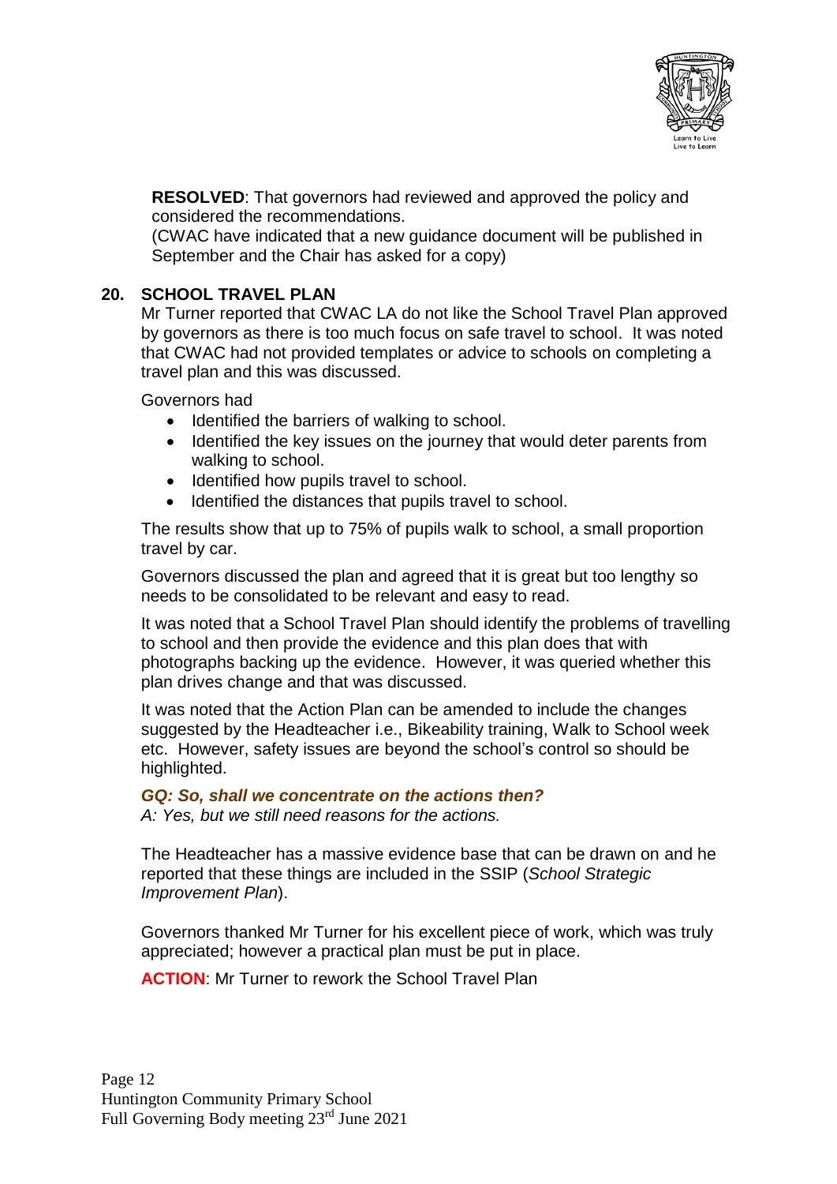**RESOLVED**: That governors had reviewed and approved the policy and considered the recommendations.
(CWAC have indicated that a new guidance document will be published in September and the Chair has asked for a copy)

## 20. SCHOOL TRAVEL PLAN

Mr Turner reported that CWAC LA do not like the School Travel Plan approved by governors as there is too much focus on safe travel to school. It was noted that CWAC had not provided templates or advice to schools on completing a travel plan and this was discussed.

Governors had

- Identified the barriers of walking to school.
- Identified the key issues on the journey that would deter parents from walking to school.
- Identified how pupils travel to school.
- Identified the distances that pupils travel to school.

The results show that up to 75% of pupils walk to school, a small proportion travel by car.

Governors discussed the plan and agreed that it is great but too lengthy so needs to be consolidated to be relevant and easy to read.

It was noted that a School Travel Plan should identify the problems of travelling to school and then provide the evidence and this plan does that with photographs backing up the evidence. However, it was queried whether this plan drives change and that was discussed.

It was noted that the Action Plan can be amended to include the changes suggested by the Headteacher i.e., Bikeability training, Walk to School week etc. However, safety issues are beyond the school's control so should be highlighted.

***GQ: So, shall we concentrate on the actions then?***
*A: Yes, but we still need reasons for the actions.*

The Headteacher has a massive evidence base that can be drawn on and he reported that these things are included in the SSIP (*School Strategic Improvement Plan*).

Governors thanked Mr Turner for his excellent piece of work, which was truly appreciated; however a practical plan must be put in place.

**ACTION**: Mr Turner to rework the School Travel Plan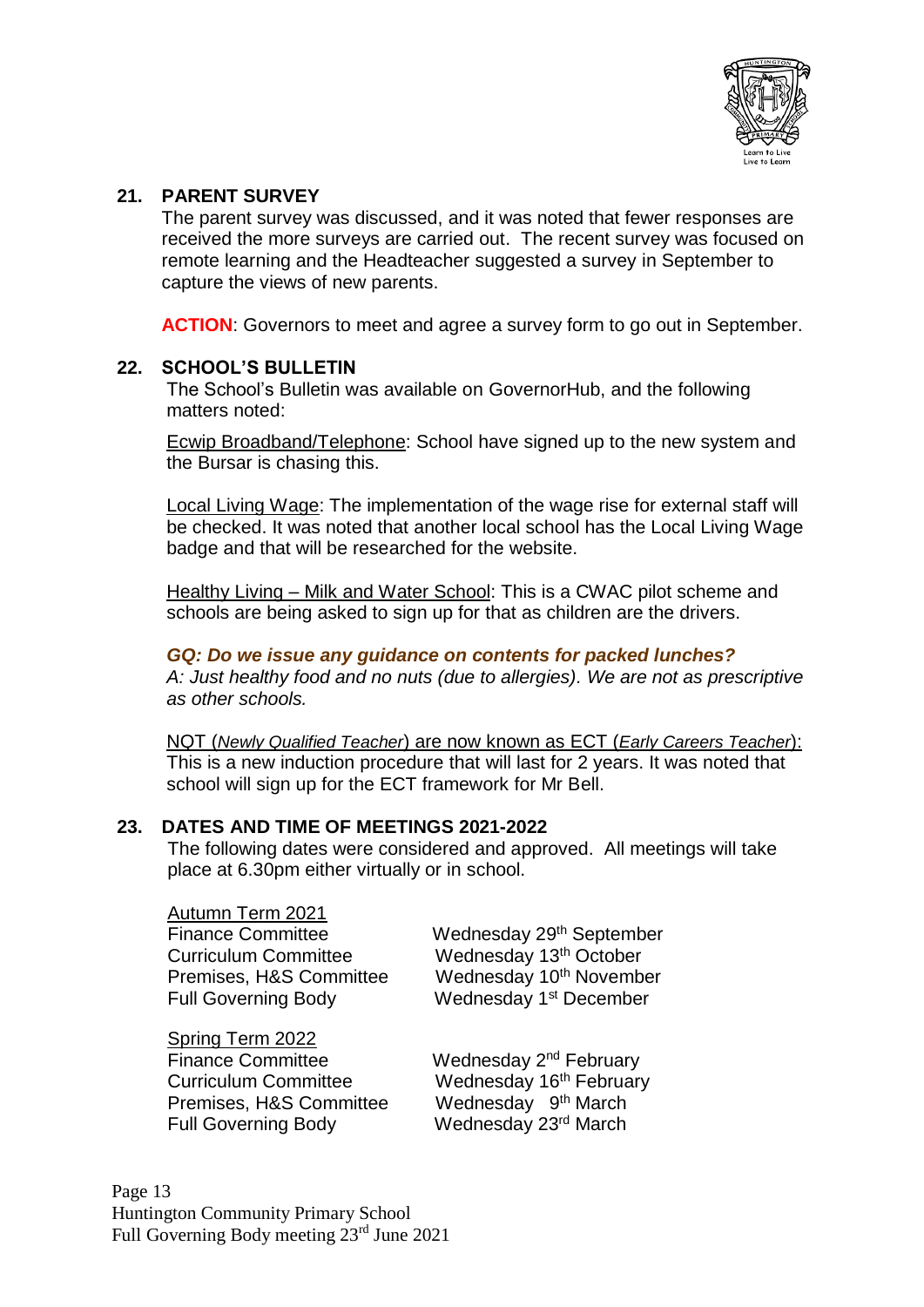## 21. PARENT SURVEY

The parent survey was discussed, and it was noted that fewer responses are received the more surveys are carried out. The recent survey was focused on remote learning and the Headteacher suggested a survey in September to capture the views of new parents.

**ACTION**: Governors to meet and agree a survey form to go out in September.

## 22. SCHOOL'S BULLETIN

The School's Bulletin was available on GovernorHub, and the following matters noted:

Ecwip Broadband/Telephone: School have signed up to the new system and the Bursar is chasing this.

Local Living Wage: The implementation of the wage rise for external staff will be checked. It was noted that another local school has the Local Living Wage badge and that will be researched for the website.

Healthy Living – Milk and Water School: This is a CWAC pilot scheme and schools are being asked to sign up for that as children are the drivers.

***GQ: Do we issue any guidance on contents for packed lunches?***
*A: Just healthy food and no nuts (due to allergies). We are not as prescriptive as other schools.*

NQT (*Newly Qualified Teacher*) are now known as ECT (*Early Careers Teacher*): This is a new induction procedure that will last for 2 years. It was noted that school will sign up for the ECT framework for Mr Bell.

## 23. DATES AND TIME OF MEETINGS 2021-2022

The following dates were considered and approved. All meetings will take place at 6.30pm either virtually or in school.

**Autumn Term 2021**

| | |
|---|---|
| Finance Committee | Wednesday 29th September |
| Curriculum Committee | Wednesday 13th October |
| Premises, H&S Committee | Wednesday 10th November |
| Full Governing Body | Wednesday 1st December |

**Spring Term 2022**

| | |
|---|---|
| Finance Committee | Wednesday 2nd February |
| Curriculum Committee | Wednesday 16th February |
| Premises, H&S Committee | Wednesday 9th March |
| Full Governing Body | Wednesday 23rd March |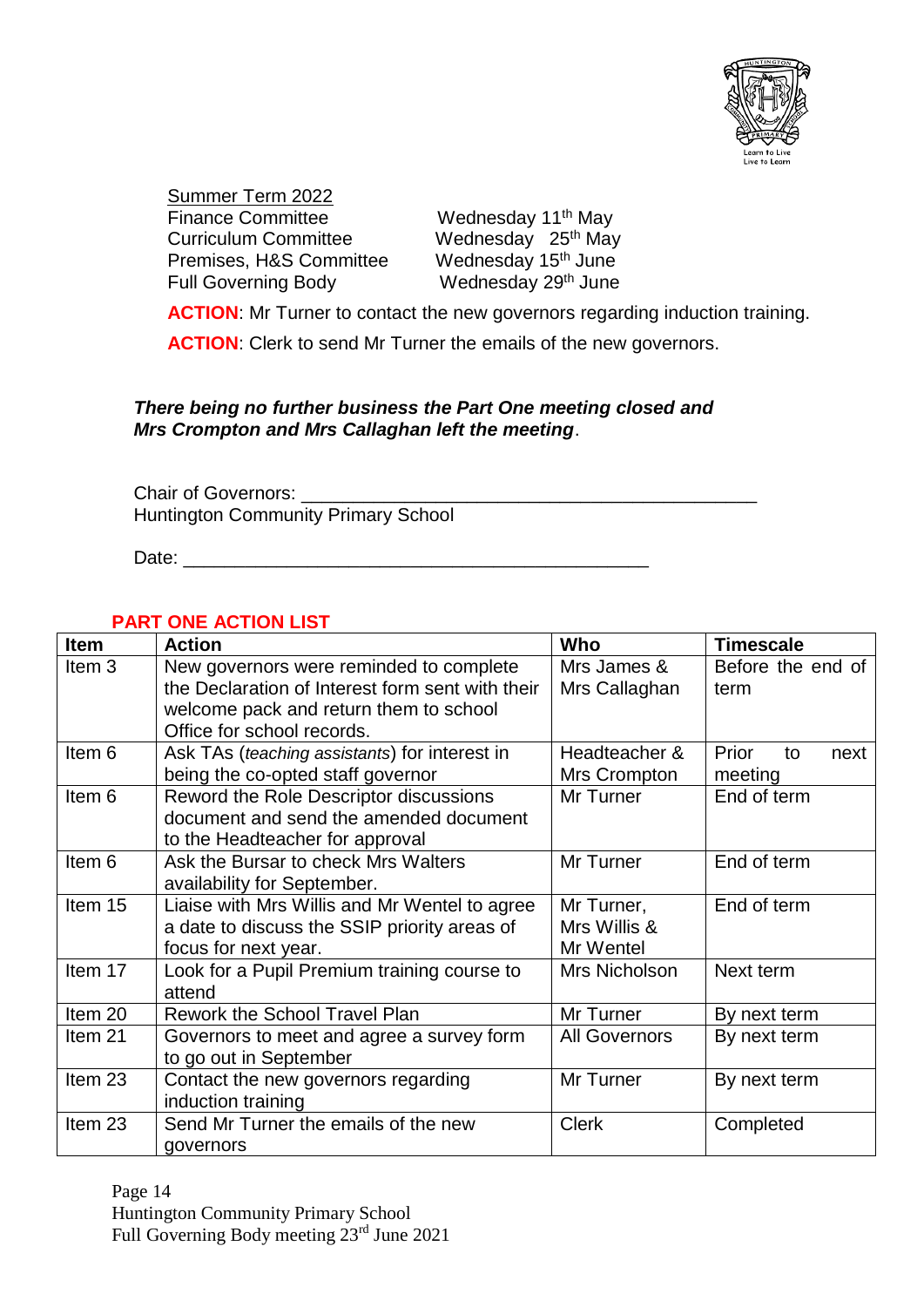Summer Term 2022

| | |
|---|---|
| Finance Committee | Wednesday 11th May |
| Curriculum Committee | Wednesday 25th May |
| Premises, H&S Committee | Wednesday 15th June |
| Full Governing Body | Wednesday 29th June |

**ACTION**: Mr Turner to contact the new governors regarding induction training.

**ACTION**: Clerk to send Mr Turner the emails of the new governors.

***There being no further business the Part One meeting closed and Mrs Crompton and Mrs Callaghan left the meeting***.

Chair of Governors: ____________________________________________
Huntington Community Primary School

Date: ____________________________________________

**PART ONE ACTION LIST**

| Item | Action | Who | Timescale |
|---|---|---|---|
| Item 3 | New governors were reminded to complete the Declaration of Interest form sent with their welcome pack and return them to school Office for school records. | Mrs James & Mrs Callaghan | Before the end of term |
| Item 6 | Ask TAs (*teaching assistants*) for interest in being the co-opted staff governor | Headteacher & Mrs Crompton | Prior to next meeting |
| Item 6 | Reword the Role Descriptor discussions document and send the amended document to the Headteacher for approval | Mr Turner | End of term |
| Item 6 | Ask the Bursar to check Mrs Walters availability for September. | Mr Turner | End of term |
| Item 15 | Liaise with Mrs Willis and Mr Wentel to agree a date to discuss the SSIP priority areas of focus for next year. | Mr Turner, Mrs Willis & Mr Wentel | End of term |
| Item 17 | Look for a Pupil Premium training course to attend | Mrs Nicholson | Next term |
| Item 20 | Rework the School Travel Plan | Mr Turner | By next term |
| Item 21 | Governors to meet and agree a survey form to go out in September | All Governors | By next term |
| Item 23 | Contact the new governors regarding induction training | Mr Turner | By next term |
| Item 23 | Send Mr Turner the emails of the new governors | Clerk | Completed |